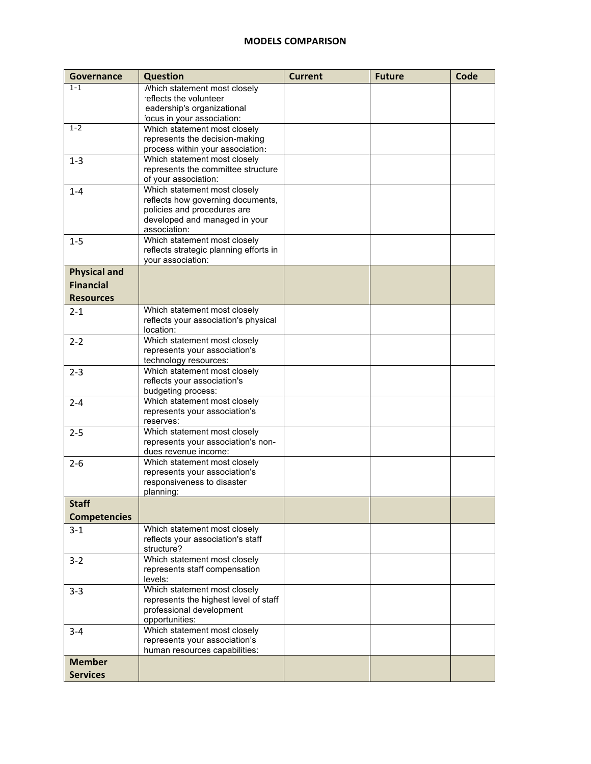# MODELS COMPARISON

| Governance | Question | Current | Future | Code |
|---|---|---|---|---|
| 1-1 | Which statement most closely reflects the volunteer leadership's organizational focus in your association: | | | |
| 1-2 | Which statement most closely represents the decision-making process within your association: | | | |
| 1-3 | Which statement most closely represents the committee structure of your association: | | | |
| 1-4 | Which statement most closely reflects how governing documents, policies and procedures are developed and managed in your association: | | | |
| 1-5 | Which statement most closely reflects strategic planning efforts in your association: | | | |
| **Physical and Financial Resources** | | | | |
| 2-1 | Which statement most closely reflects your association's physical location: | | | |
| 2-2 | Which statement most closely represents your association's technology resources: | | | |
| 2-3 | Which statement most closely reflects your association's budgeting process: | | | |
| 2-4 | Which statement most closely represents your association's reserves: | | | |
| 2-5 | Which statement most closely represents your association's non-dues revenue income: | | | |
| 2-6 | Which statement most closely represents your association's responsiveness to disaster planning: | | | |
| **Staff Competencies** | | | | |
| 3-1 | Which statement most closely reflects your association's staff structure? | | | |
| 3-2 | Which statement most closely represents staff compensation levels: | | | |
| 3-3 | Which statement most closely represents the highest level of staff professional development opportunities: | | | |
| 3-4 | Which statement most closely represents your association's human resources capabilities: | | | |
| **Member Services** | | | | |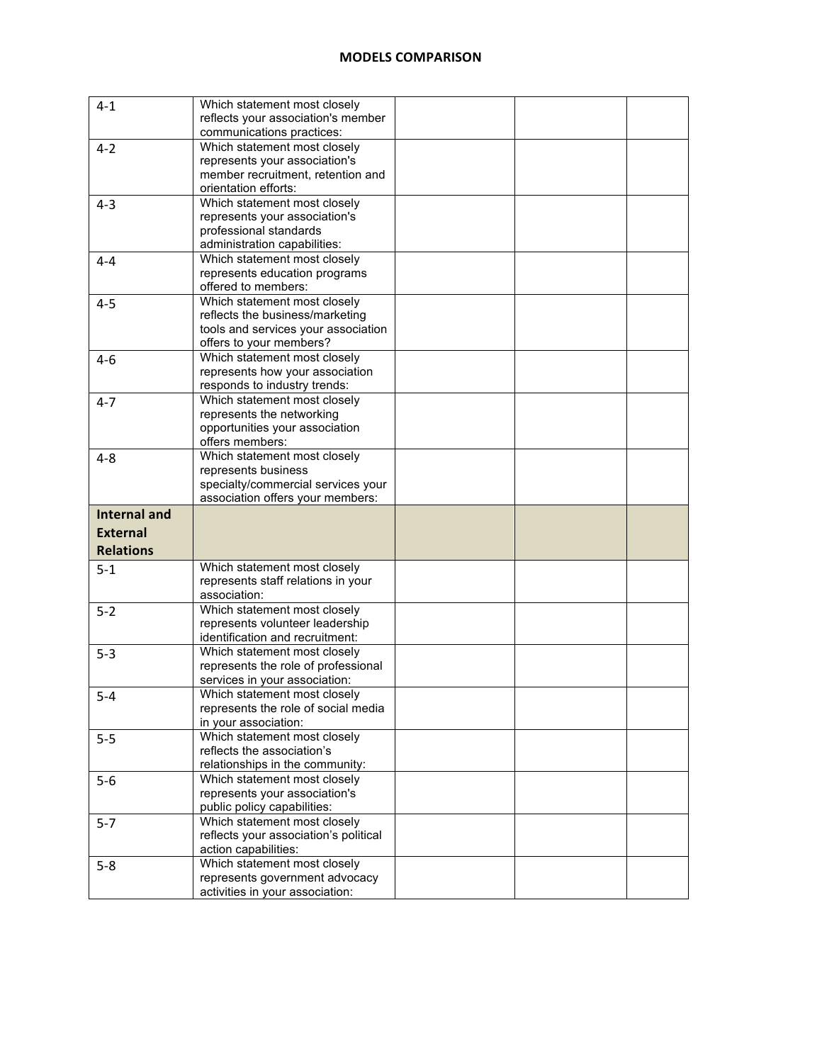# MODELS COMPARISON

| | | | | |
|---|---|---|---|---|
| 4-1 | Which statement most closely reflects your association's member communications practices: | | | |
| 4-2 | Which statement most closely represents your association's member recruitment, retention and orientation efforts: | | | |
| 4-3 | Which statement most closely represents your association's professional standards administration capabilities: | | | |
| 4-4 | Which statement most closely represents education programs offered to members: | | | |
| 4-5 | Which statement most closely reflects the business/marketing tools and services your association offers to your members? | | | |
| 4-6 | Which statement most closely represents how your association responds to industry trends: | | | |
| 4-7 | Which statement most closely represents the networking opportunities your association offers members: | | | |
| 4-8 | Which statement most closely represents business specialty/commercial services your association offers your members: | | | |
| **Internal and External Relations** | | | | |
| 5-1 | Which statement most closely represents staff relations in your association: | | | |
| 5-2 | Which statement most closely represents volunteer leadership identification and recruitment: | | | |
| 5-3 | Which statement most closely represents the role of professional services in your association: | | | |
| 5-4 | Which statement most closely represents the role of social media in your association: | | | |
| 5-5 | Which statement most closely reflects the association's relationships in the community: | | | |
| 5-6 | Which statement most closely represents your association's public policy capabilities: | | | |
| 5-7 | Which statement most closely reflects your association's political action capabilities: | | | |
| 5-8 | Which statement most closely represents government advocacy activities in your association: | | | |